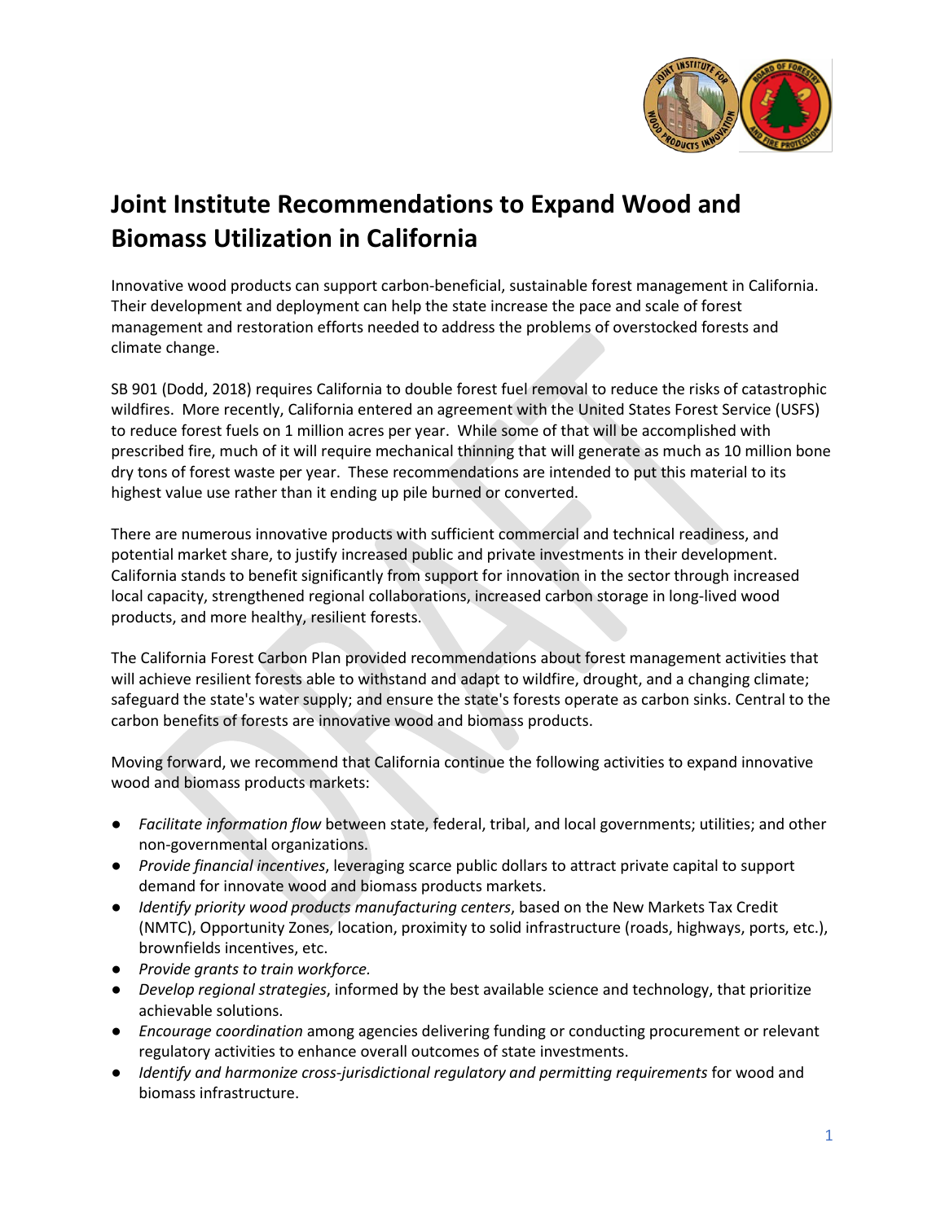# Joint Institute Recommendations to Expand Wood and Biomass Utilization in California

Innovative wood products can support carbon-beneficial, sustainable forest management in California. Their development and deployment can help the state increase the pace and scale of forest management and restoration efforts needed to address the problems of overstocked forests and climate change.

SB 901 (Dodd, 2018) requires California to double forest fuel removal to reduce the risks of catastrophic wildfires. More recently, California entered an agreement with the United States Forest Service (USFS) to reduce forest fuels on 1 million acres per year. While some of that will be accomplished with prescribed fire, much of it will require mechanical thinning that will generate as much as 10 million bone dry tons of forest waste per year. These recommendations are intended to put this material to its highest value use rather than it ending up pile burned or converted.

There are numerous innovative products with sufficient commercial and technical readiness, and potential market share, to justify increased public and private investments in their development. California stands to benefit significantly from support for innovation in the sector through increased local capacity, strengthened regional collaborations, increased carbon storage in long-lived wood products, and more healthy, resilient forests.

The California Forest Carbon Plan provided recommendations about forest management activities that will achieve resilient forests able to withstand and adapt to wildfire, drought, and a changing climate; safeguard the state's water supply; and ensure the state's forests operate as carbon sinks. Central to the carbon benefits of forests are innovative wood and biomass products.

Moving forward, we recommend that California continue the following activities to expand innovative wood and biomass products markets:

- *Facilitate information flow* between state, federal, tribal, and local governments; utilities; and other non-governmental organizations.
- *Provide financial incentives*, leveraging scarce public dollars to attract private capital to support demand for innovate wood and biomass products markets.
- *Identify priority wood products manufacturing centers*, based on the New Markets Tax Credit (NMTC), Opportunity Zones, location, proximity to solid infrastructure (roads, highways, ports, etc.), brownfields incentives, etc.
- *Provide grants to train workforce.*
- *Develop regional strategies*, informed by the best available science and technology, that prioritize achievable solutions.
- *Encourage coordination* among agencies delivering funding or conducting procurement or relevant regulatory activities to enhance overall outcomes of state investments.
- *Identify and harmonize cross-jurisdictional regulatory and permitting requirements* for wood and biomass infrastructure.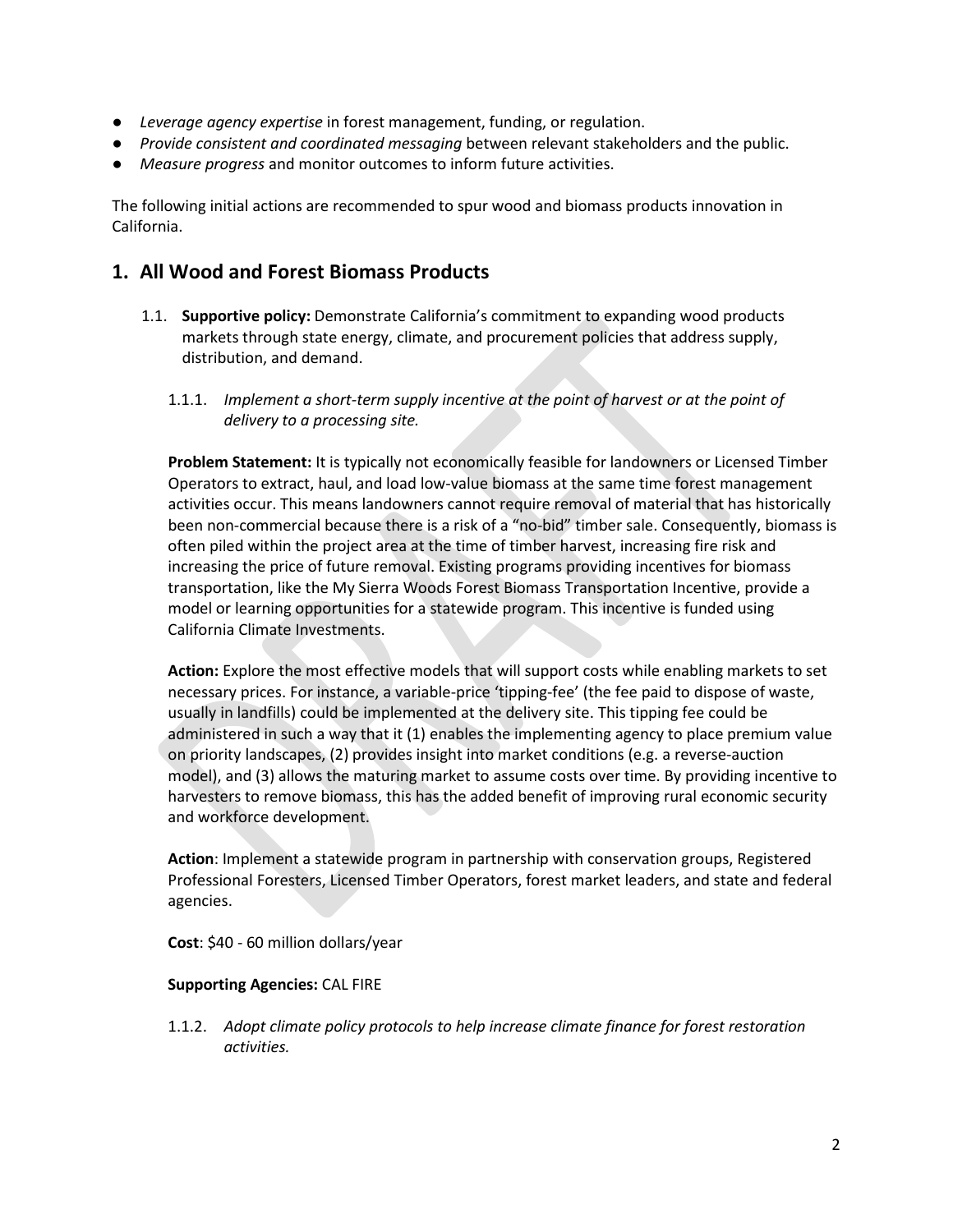- *Leverage agency expertise* in forest management, funding, or regulation.
- *Provide consistent and coordinated messaging* between relevant stakeholders and the public.
- *Measure progress* and monitor outcomes to inform future activities.

The following initial actions are recommended to spur wood and biomass products innovation in California.

## 1. All Wood and Forest Biomass Products

1.1. **Supportive policy:** Demonstrate California's commitment to expanding wood products markets through state energy, climate, and procurement policies that address supply, distribution, and demand.

1.1.1. *Implement a short-term supply incentive at the point of harvest or at the point of delivery to a processing site.*

**Problem Statement:** It is typically not economically feasible for landowners or Licensed Timber Operators to extract, haul, and load low-value biomass at the same time forest management activities occur. This means landowners cannot require removal of material that has historically been non-commercial because there is a risk of a "no-bid" timber sale. Consequently, biomass is often piled within the project area at the time of timber harvest, increasing fire risk and increasing the price of future removal. Existing programs providing incentives for biomass transportation, like the My Sierra Woods Forest Biomass Transportation Incentive, provide a model or learning opportunities for a statewide program. This incentive is funded using California Climate Investments.

**Action:** Explore the most effective models that will support costs while enabling markets to set necessary prices. For instance, a variable-price 'tipping-fee' (the fee paid to dispose of waste, usually in landfills) could be implemented at the delivery site. This tipping fee could be administered in such a way that it (1) enables the implementing agency to place premium value on priority landscapes, (2) provides insight into market conditions (e.g. a reverse-auction model), and (3) allows the maturing market to assume costs over time. By providing incentive to harvesters to remove biomass, this has the added benefit of improving rural economic security and workforce development.

**Action**: Implement a statewide program in partnership with conservation groups, Registered Professional Foresters, Licensed Timber Operators, forest market leaders, and state and federal agencies.

**Cost**: $40 - 60 million dollars/year

**Supporting Agencies:** CAL FIRE

1.1.2. *Adopt climate policy protocols to help increase climate finance for forest restoration activities.*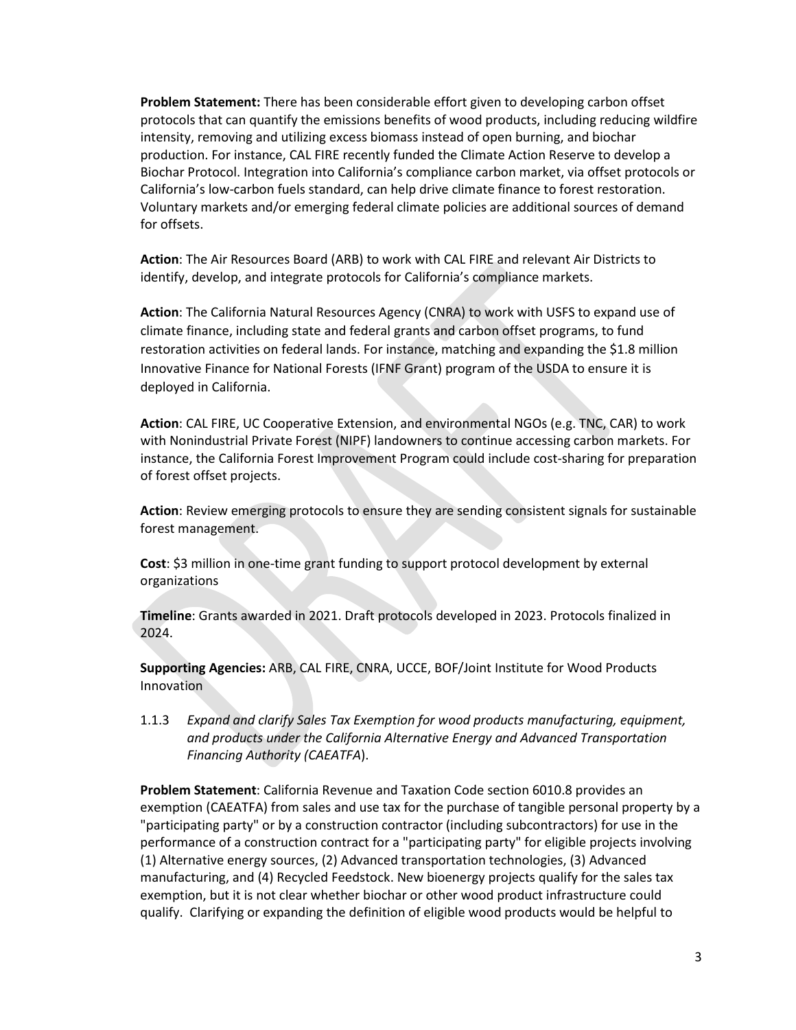**Problem Statement:** There has been considerable effort given to developing carbon offset protocols that can quantify the emissions benefits of wood products, including reducing wildfire intensity, removing and utilizing excess biomass instead of open burning, and biochar production. For instance, CAL FIRE recently funded the Climate Action Reserve to develop a Biochar Protocol. Integration into California's compliance carbon market, via offset protocols or California's low-carbon fuels standard, can help drive climate finance to forest restoration. Voluntary markets and/or emerging federal climate policies are additional sources of demand for offsets.

**Action**: The Air Resources Board (ARB) to work with CAL FIRE and relevant Air Districts to identify, develop, and integrate protocols for California's compliance markets.

**Action**: The California Natural Resources Agency (CNRA) to work with USFS to expand use of climate finance, including state and federal grants and carbon offset programs, to fund restoration activities on federal lands. For instance, matching and expanding the $1.8 million Innovative Finance for National Forests (IFNF Grant) program of the USDA to ensure it is deployed in California.

**Action**: CAL FIRE, UC Cooperative Extension, and environmental NGOs (e.g. TNC, CAR) to work with Nonindustrial Private Forest (NIPF) landowners to continue accessing carbon markets. For instance, the California Forest Improvement Program could include cost-sharing for preparation of forest offset projects.

**Action**: Review emerging protocols to ensure they are sending consistent signals for sustainable forest management.

**Cost**: $3 million in one-time grant funding to support protocol development by external organizations

**Timeline**: Grants awarded in 2021. Draft protocols developed in 2023. Protocols finalized in 2024.

**Supporting Agencies:** ARB, CAL FIRE, CNRA, UCCE, BOF/Joint Institute for Wood Products Innovation

1.1.3 *Expand and clarify Sales Tax Exemption for wood products manufacturing, equipment, and products under the California Alternative Energy and Advanced Transportation Financing Authority (CAEATFA).*

**Problem Statement**: California Revenue and Taxation Code section 6010.8 provides an exemption (CAEATFA) from sales and use tax for the purchase of tangible personal property by a "participating party" or by a construction contractor (including subcontractors) for use in the performance of a construction contract for a "participating party" for eligible projects involving (1) Alternative energy sources, (2) Advanced transportation technologies, (3) Advanced manufacturing, and (4) Recycled Feedstock. New bioenergy projects qualify for the sales tax exemption, but it is not clear whether biochar or other wood product infrastructure could qualify. Clarifying or expanding the definition of eligible wood products would be helpful to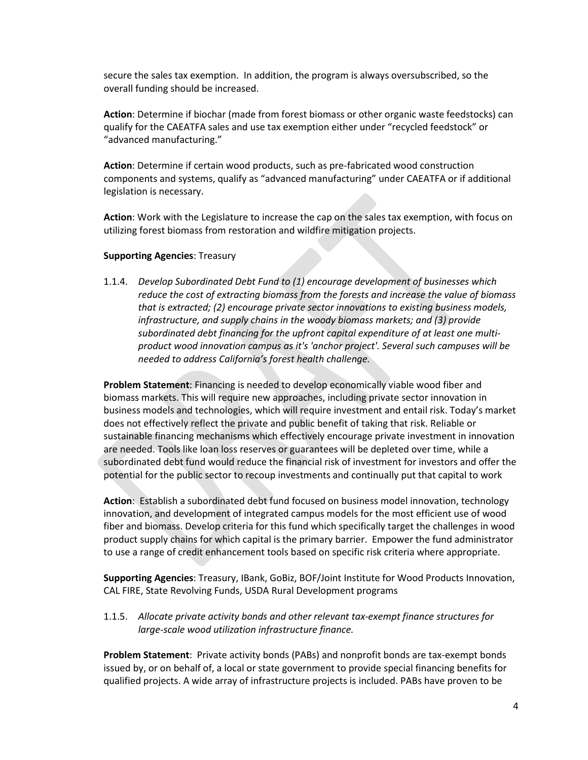secure the sales tax exemption. In addition, the program is always oversubscribed, so the overall funding should be increased.

**Action**: Determine if biochar (made from forest biomass or other organic waste feedstocks) can qualify for the CAEATFA sales and use tax exemption either under "recycled feedstock" or "advanced manufacturing."

**Action**: Determine if certain wood products, such as pre-fabricated wood construction components and systems, qualify as "advanced manufacturing" under CAEATFA or if additional legislation is necessary.

**Action**: Work with the Legislature to increase the cap on the sales tax exemption, with focus on utilizing forest biomass from restoration and wildfire mitigation projects.

**Supporting Agencies**: Treasury

1.1.4. *Develop Subordinated Debt Fund to (1) encourage development of businesses which reduce the cost of extracting biomass from the forests and increase the value of biomass that is extracted; (2) encourage private sector innovations to existing business models, infrastructure, and supply chains in the woody biomass markets; and (3) provide subordinated debt financing for the upfront capital expenditure of at least one multi-product wood innovation campus as it's 'anchor project'. Several such campuses will be needed to address California's forest health challenge.*

**Problem Statement**: Financing is needed to develop economically viable wood fiber and biomass markets. This will require new approaches, including private sector innovation in business models and technologies, which will require investment and entail risk. Today's market does not effectively reflect the private and public benefit of taking that risk. Reliable or sustainable financing mechanisms which effectively encourage private investment in innovation are needed. Tools like loan loss reserves or guarantees will be depleted over time, while a subordinated debt fund would reduce the financial risk of investment for investors and offer the potential for the public sector to recoup investments and continually put that capital to work

**Action**: Establish a subordinated debt fund focused on business model innovation, technology innovation, and development of integrated campus models for the most efficient use of wood fiber and biomass. Develop criteria for this fund which specifically target the challenges in wood product supply chains for which capital is the primary barrier. Empower the fund administrator to use a range of credit enhancement tools based on specific risk criteria where appropriate.

**Supporting Agencies**: Treasury, IBank, GoBiz, BOF/Joint Institute for Wood Products Innovation, CAL FIRE, State Revolving Funds, USDA Rural Development programs

1.1.5. *Allocate private activity bonds and other relevant tax-exempt finance structures for large-scale wood utilization infrastructure finance.*

**Problem Statement**: Private activity bonds (PABs) and nonprofit bonds are tax-exempt bonds issued by, or on behalf of, a local or state government to provide special financing benefits for qualified projects. A wide array of infrastructure projects is included. PABs have proven to be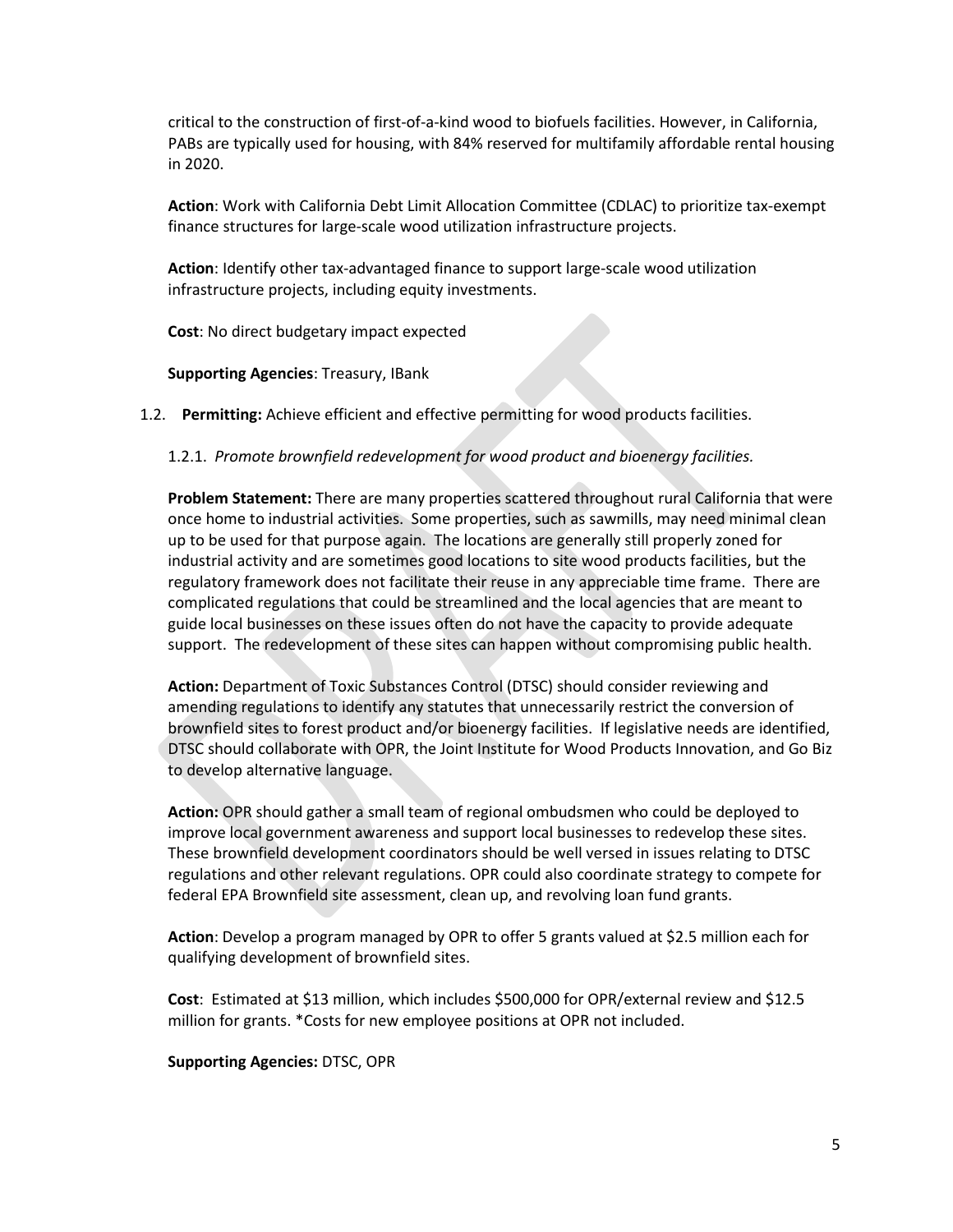critical to the construction of first-of-a-kind wood to biofuels facilities. However, in California, PABs are typically used for housing, with 84% reserved for multifamily affordable rental housing in 2020.

**Action**: Work with California Debt Limit Allocation Committee (CDLAC) to prioritize tax-exempt finance structures for large-scale wood utilization infrastructure projects.

**Action**: Identify other tax-advantaged finance to support large-scale wood utilization infrastructure projects, including equity investments.

**Cost**: No direct budgetary impact expected

**Supporting Agencies**: Treasury, IBank

1.2. **Permitting:** Achieve efficient and effective permitting for wood products facilities.

1.2.1. *Promote brownfield redevelopment for wood product and bioenergy facilities.*

**Problem Statement:** There are many properties scattered throughout rural California that were once home to industrial activities. Some properties, such as sawmills, may need minimal clean up to be used for that purpose again. The locations are generally still properly zoned for industrial activity and are sometimes good locations to site wood products facilities, but the regulatory framework does not facilitate their reuse in any appreciable time frame. There are complicated regulations that could be streamlined and the local agencies that are meant to guide local businesses on these issues often do not have the capacity to provide adequate support. The redevelopment of these sites can happen without compromising public health.

**Action:** Department of Toxic Substances Control (DTSC) should consider reviewing and amending regulations to identify any statutes that unnecessarily restrict the conversion of brownfield sites to forest product and/or bioenergy facilities. If legislative needs are identified, DTSC should collaborate with OPR, the Joint Institute for Wood Products Innovation, and Go Biz to develop alternative language.

**Action:** OPR should gather a small team of regional ombudsmen who could be deployed to improve local government awareness and support local businesses to redevelop these sites. These brownfield development coordinators should be well versed in issues relating to DTSC regulations and other relevant regulations. OPR could also coordinate strategy to compete for federal EPA Brownfield site assessment, clean up, and revolving loan fund grants.

**Action**: Develop a program managed by OPR to offer 5 grants valued at $2.5 million each for qualifying development of brownfield sites.

**Cost**: Estimated at $13 million, which includes $500,000 for OPR/external review and $12.5 million for grants. *Costs for new employee positions at OPR not included.

**Supporting Agencies:** DTSC, OPR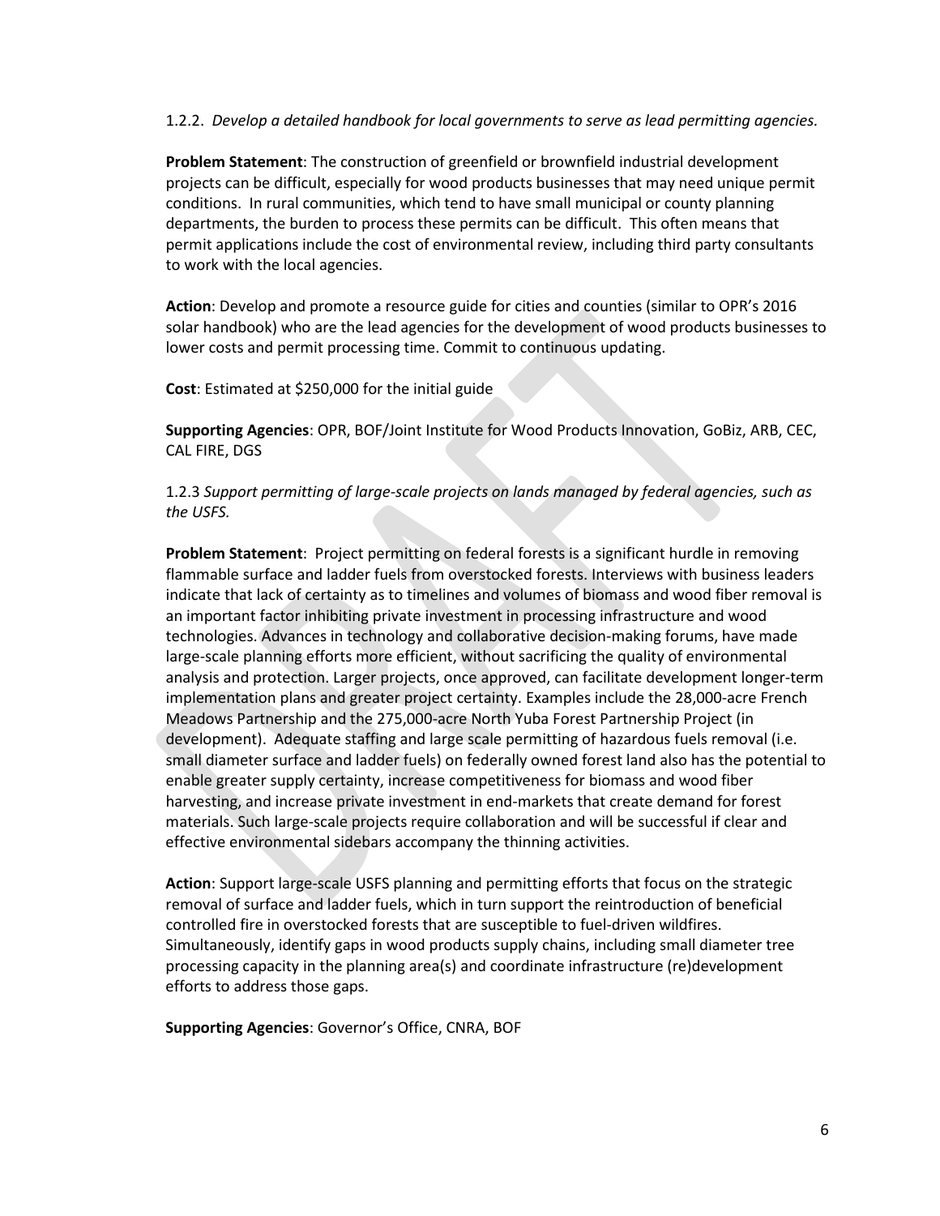1.2.2. *Develop a detailed handbook for local governments to serve as lead permitting agencies.*

**Problem Statement**: The construction of greenfield or brownfield industrial development projects can be difficult, especially for wood products businesses that may need unique permit conditions. In rural communities, which tend to have small municipal or county planning departments, the burden to process these permits can be difficult. This often means that permit applications include the cost of environmental review, including third party consultants to work with the local agencies.

**Action**: Develop and promote a resource guide for cities and counties (similar to OPR's 2016 solar handbook) who are the lead agencies for the development of wood products businesses to lower costs and permit processing time. Commit to continuous updating.

**Cost**: Estimated at $250,000 for the initial guide

**Supporting Agencies**: OPR, BOF/Joint Institute for Wood Products Innovation, GoBiz, ARB, CEC, CAL FIRE, DGS

1.2.3 *Support permitting of large-scale projects on lands managed by federal agencies, such as the USFS.*

**Problem Statement**: Project permitting on federal forests is a significant hurdle in removing flammable surface and ladder fuels from overstocked forests. Interviews with business leaders indicate that lack of certainty as to timelines and volumes of biomass and wood fiber removal is an important factor inhibiting private investment in processing infrastructure and wood technologies. Advances in technology and collaborative decision-making forums, have made large-scale planning efforts more efficient, without sacrificing the quality of environmental analysis and protection. Larger projects, once approved, can facilitate development longer-term implementation plans and greater project certainty. Examples include the 28,000-acre French Meadows Partnership and the 275,000-acre North Yuba Forest Partnership Project (in development). Adequate staffing and large scale permitting of hazardous fuels removal (i.e. small diameter surface and ladder fuels) on federally owned forest land also has the potential to enable greater supply certainty, increase competitiveness for biomass and wood fiber harvesting, and increase private investment in end-markets that create demand for forest materials. Such large-scale projects require collaboration and will be successful if clear and effective environmental sidebars accompany the thinning activities.

**Action**: Support large-scale USFS planning and permitting efforts that focus on the strategic removal of surface and ladder fuels, which in turn support the reintroduction of beneficial controlled fire in overstocked forests that are susceptible to fuel-driven wildfires. Simultaneously, identify gaps in wood products supply chains, including small diameter tree processing capacity in the planning area(s) and coordinate infrastructure (re)development efforts to address those gaps.

**Supporting Agencies**: Governor's Office, CNRA, BOF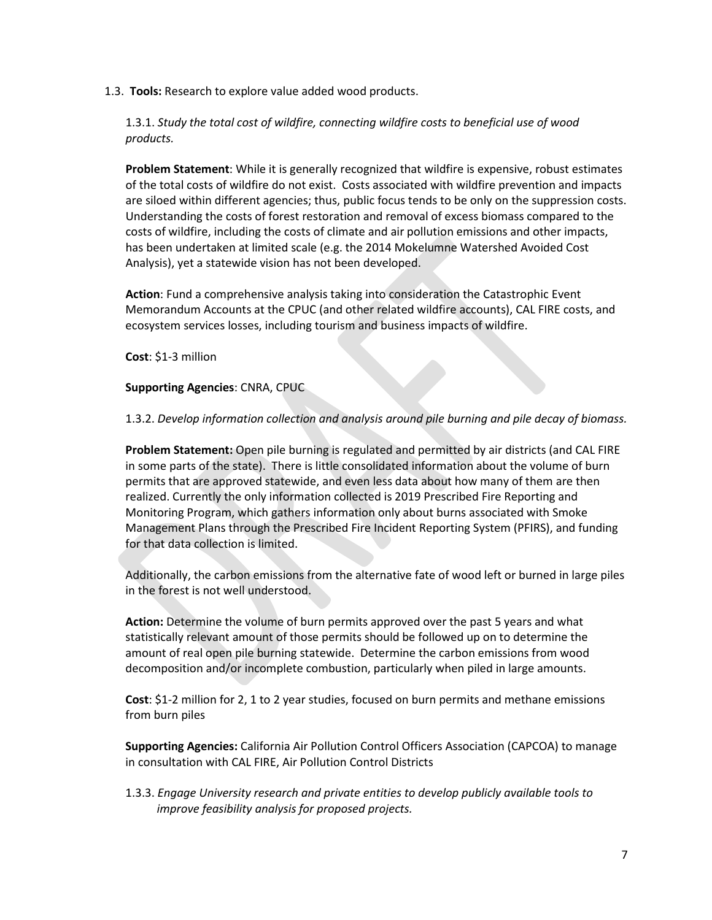1.3. **Tools:** Research to explore value added wood products.

1.3.1. *Study the total cost of wildfire, connecting wildfire costs to beneficial use of wood products.*

**Problem Statement**: While it is generally recognized that wildfire is expensive, robust estimates of the total costs of wildfire do not exist. Costs associated with wildfire prevention and impacts are siloed within different agencies; thus, public focus tends to be only on the suppression costs. Understanding the costs of forest restoration and removal of excess biomass compared to the costs of wildfire, including the costs of climate and air pollution emissions and other impacts, has been undertaken at limited scale (e.g. the 2014 Mokelumne Watershed Avoided Cost Analysis), yet a statewide vision has not been developed.

**Action**: Fund a comprehensive analysis taking into consideration the Catastrophic Event Memorandum Accounts at the CPUC (and other related wildfire accounts), CAL FIRE costs, and ecosystem services losses, including tourism and business impacts of wildfire.

**Cost**: $1-3 million

**Supporting Agencies**: CNRA, CPUC

1.3.2. *Develop information collection and analysis around pile burning and pile decay of biomass.*

**Problem Statement:** Open pile burning is regulated and permitted by air districts (and CAL FIRE in some parts of the state). There is little consolidated information about the volume of burn permits that are approved statewide, and even less data about how many of them are then realized. Currently the only information collected is 2019 Prescribed Fire Reporting and Monitoring Program, which gathers information only about burns associated with Smoke Management Plans through the Prescribed Fire Incident Reporting System (PFIRS), and funding for that data collection is limited.

Additionally, the carbon emissions from the alternative fate of wood left or burned in large piles in the forest is not well understood.

**Action:** Determine the volume of burn permits approved over the past 5 years and what statistically relevant amount of those permits should be followed up on to determine the amount of real open pile burning statewide. Determine the carbon emissions from wood decomposition and/or incomplete combustion, particularly when piled in large amounts.

**Cost**: $1-2 million for 2, 1 to 2 year studies, focused on burn permits and methane emissions from burn piles

**Supporting Agencies:** California Air Pollution Control Officers Association (CAPCOA) to manage in consultation with CAL FIRE, Air Pollution Control Districts

1.3.3. *Engage University research and private entities to develop publicly available tools to improve feasibility analysis for proposed projects.*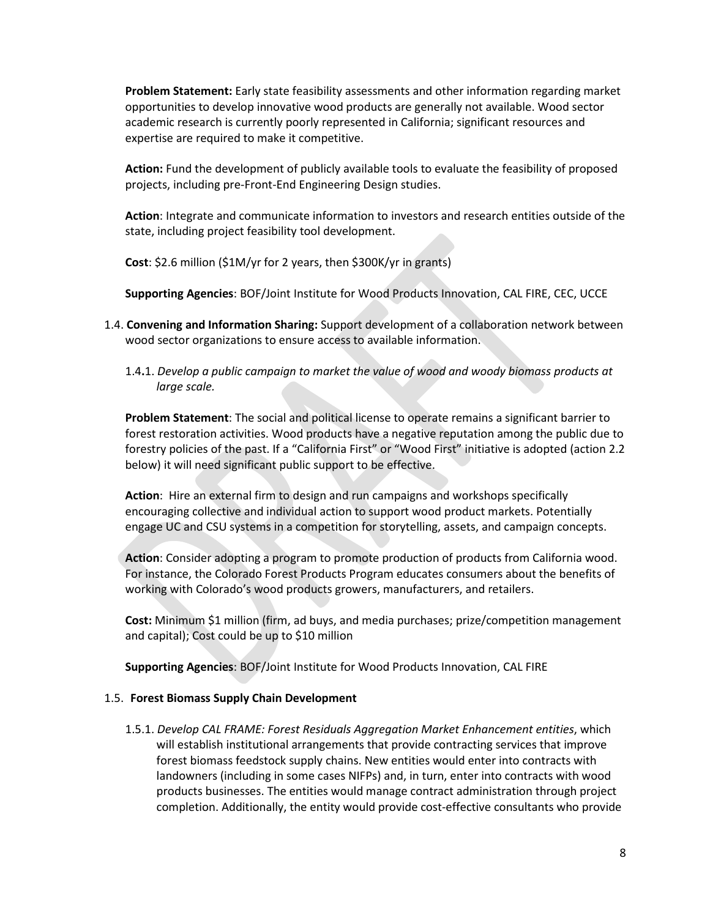**Problem Statement:** Early state feasibility assessments and other information regarding market opportunities to develop innovative wood products are generally not available. Wood sector academic research is currently poorly represented in California; significant resources and expertise are required to make it competitive.

**Action:** Fund the development of publicly available tools to evaluate the feasibility of proposed projects, including pre-Front-End Engineering Design studies.

**Action**: Integrate and communicate information to investors and research entities outside of the state, including project feasibility tool development.

**Cost**: $2.6 million ($1M/yr for 2 years, then $300K/yr in grants)

**Supporting Agencies**: BOF/Joint Institute for Wood Products Innovation, CAL FIRE, CEC, UCCE

1.4. **Convening and Information Sharing:** Support development of a collaboration network between wood sector organizations to ensure access to available information.

1.4.1. *Develop a public campaign to market the value of wood and woody biomass products at large scale.*

**Problem Statement**: The social and political license to operate remains a significant barrier to forest restoration activities. Wood products have a negative reputation among the public due to forestry policies of the past. If a "California First" or "Wood First" initiative is adopted (action 2.2 below) it will need significant public support to be effective.

**Action**: Hire an external firm to design and run campaigns and workshops specifically encouraging collective and individual action to support wood product markets. Potentially engage UC and CSU systems in a competition for storytelling, assets, and campaign concepts.

**Action**: Consider adopting a program to promote production of products from California wood. For instance, the Colorado Forest Products Program educates consumers about the benefits of working with Colorado's wood products growers, manufacturers, and retailers.

**Cost:** Minimum $1 million (firm, ad buys, and media purchases; prize/competition management and capital); Cost could be up to $10 million

**Supporting Agencies**: BOF/Joint Institute for Wood Products Innovation, CAL FIRE

1.5. **Forest Biomass Supply Chain Development**

1.5.1. *Develop CAL FRAME: Forest Residuals Aggregation Market Enhancement entities*, which will establish institutional arrangements that provide contracting services that improve forest biomass feedstock supply chains. New entities would enter into contracts with landowners (including in some cases NIFPs) and, in turn, enter into contracts with wood products businesses. The entities would manage contract administration through project completion. Additionally, the entity would provide cost-effective consultants who provide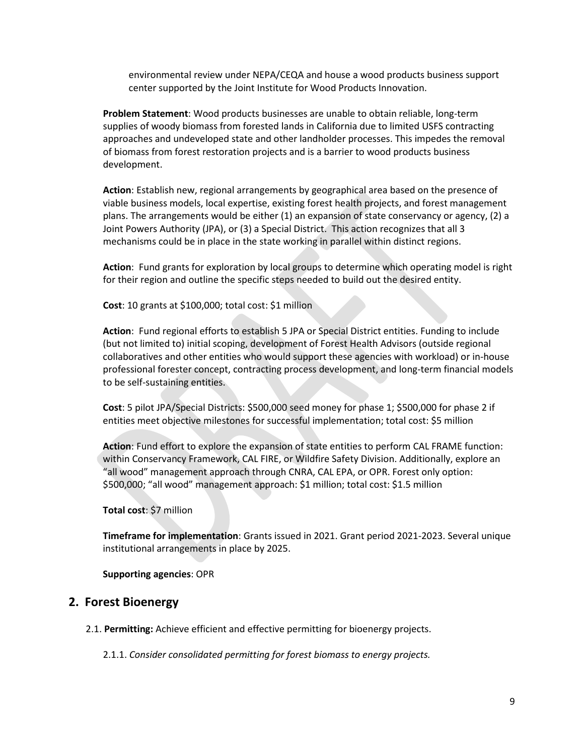environmental review under NEPA/CEQA and house a wood products business support center supported by the Joint Institute for Wood Products Innovation.

**Problem Statement**: Wood products businesses are unable to obtain reliable, long-term supplies of woody biomass from forested lands in California due to limited USFS contracting approaches and undeveloped state and other landholder processes. This impedes the removal of biomass from forest restoration projects and is a barrier to wood products business development.

**Action**: Establish new, regional arrangements by geographical area based on the presence of viable business models, local expertise, existing forest health projects, and forest management plans. The arrangements would be either (1) an expansion of state conservancy or agency, (2) a Joint Powers Authority (JPA), or (3) a Special District. This action recognizes that all 3 mechanisms could be in place in the state working in parallel within distinct regions.

**Action**: Fund grants for exploration by local groups to determine which operating model is right for their region and outline the specific steps needed to build out the desired entity.

**Cost**: 10 grants at $100,000; total cost: $1 million

**Action**: Fund regional efforts to establish 5 JPA or Special District entities. Funding to include (but not limited to) initial scoping, development of Forest Health Advisors (outside regional collaboratives and other entities who would support these agencies with workload) or in-house professional forester concept, contracting process development, and long-term financial models to be self-sustaining entities.

**Cost**: 5 pilot JPA/Special Districts: $500,000 seed money for phase 1; $500,000 for phase 2 if entities meet objective milestones for successful implementation; total cost: $5 million

**Action**: Fund effort to explore the expansion of state entities to perform CAL FRAME function: within Conservancy Framework, CAL FIRE, or Wildfire Safety Division. Additionally, explore an "all wood" management approach through CNRA, CAL EPA, or OPR. Forest only option: $500,000; "all wood" management approach: $1 million; total cost: $1.5 million

**Total cost**: $7 million

**Timeframe for implementation**: Grants issued in 2021. Grant period 2021-2023. Several unique institutional arrangements in place by 2025.

**Supporting agencies**: OPR

## 2. Forest Bioenergy

2.1. **Permitting:** Achieve efficient and effective permitting for bioenergy projects.

2.1.1. *Consider consolidated permitting for forest biomass to energy projects.*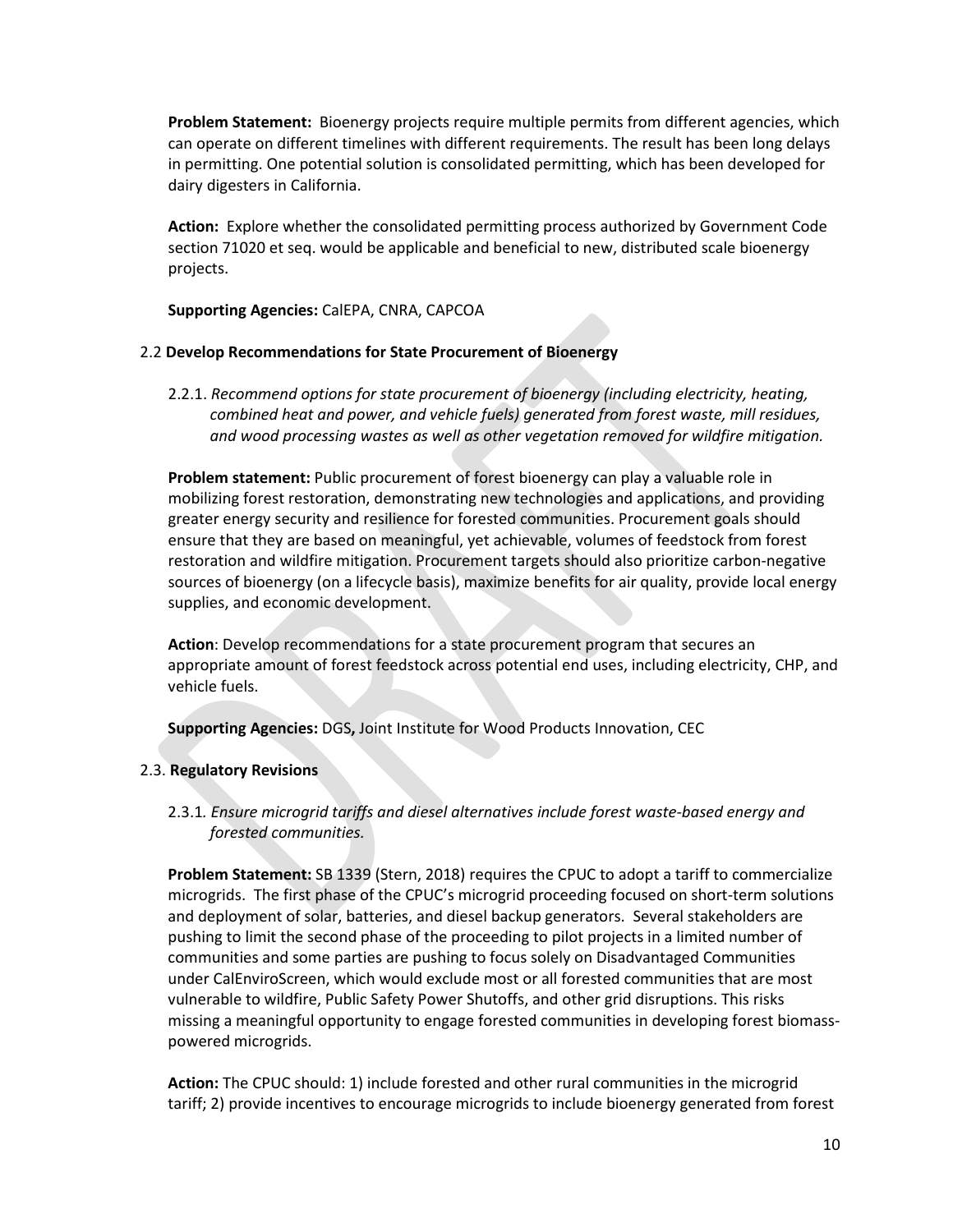**Problem Statement:** Bioenergy projects require multiple permits from different agencies, which can operate on different timelines with different requirements. The result has been long delays in permitting. One potential solution is consolidated permitting, which has been developed for dairy digesters in California.

**Action:** Explore whether the consolidated permitting process authorized by Government Code section 71020 et seq. would be applicable and beneficial to new, distributed scale bioenergy projects.

**Supporting Agencies:** CalEPA, CNRA, CAPCOA

### 2.2 **Develop Recommendations for State Procurement of Bioenergy**

2.2.1. *Recommend options for state procurement of bioenergy (including electricity, heating, combined heat and power, and vehicle fuels) generated from forest waste, mill residues, and wood processing wastes as well as other vegetation removed for wildfire mitigation.*

**Problem statement:** Public procurement of forest bioenergy can play a valuable role in mobilizing forest restoration, demonstrating new technologies and applications, and providing greater energy security and resilience for forested communities. Procurement goals should ensure that they are based on meaningful, yet achievable, volumes of feedstock from forest restoration and wildfire mitigation. Procurement targets should also prioritize carbon-negative sources of bioenergy (on a lifecycle basis), maximize benefits for air quality, provide local energy supplies, and economic development.

**Action**: Develop recommendations for a state procurement program that secures an appropriate amount of forest feedstock across potential end uses, including electricity, CHP, and vehicle fuels.

**Supporting Agencies:** DGS**,** Joint Institute for Wood Products Innovation, CEC

### 2.3. **Regulatory Revisions**

2.3.1. *Ensure microgrid tariffs and diesel alternatives include forest waste-based energy and forested communities.*

**Problem Statement:** SB 1339 (Stern, 2018) requires the CPUC to adopt a tariff to commercialize microgrids. The first phase of the CPUC's microgrid proceeding focused on short-term solutions and deployment of solar, batteries, and diesel backup generators. Several stakeholders are pushing to limit the second phase of the proceeding to pilot projects in a limited number of communities and some parties are pushing to focus solely on Disadvantaged Communities under CalEnviroScreen, which would exclude most or all forested communities that are most vulnerable to wildfire, Public Safety Power Shutoffs, and other grid disruptions. This risks missing a meaningful opportunity to engage forested communities in developing forest biomass-powered microgrids.

**Action:** The CPUC should: 1) include forested and other rural communities in the microgrid tariff; 2) provide incentives to encourage microgrids to include bioenergy generated from forest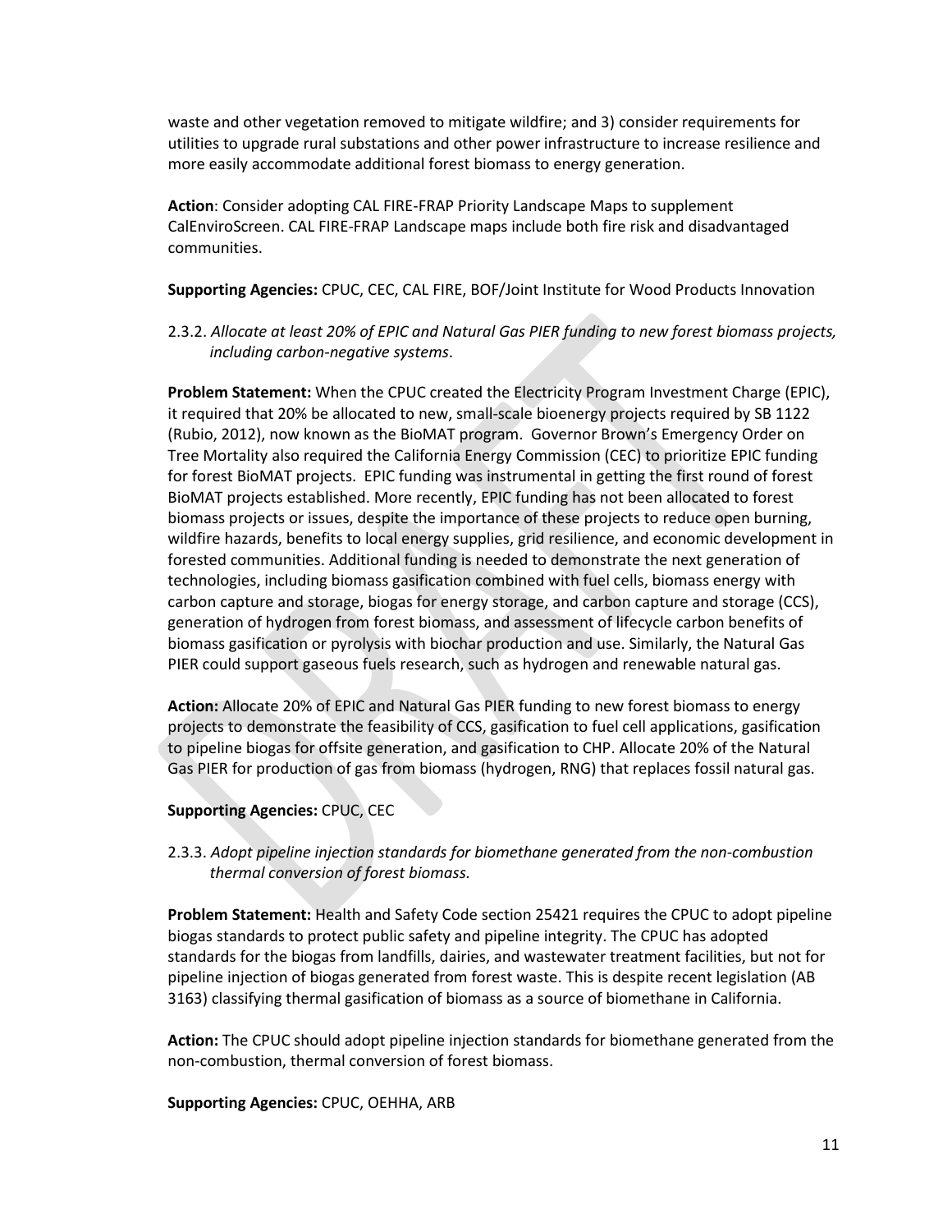waste and other vegetation removed to mitigate wildfire; and 3) consider requirements for utilities to upgrade rural substations and other power infrastructure to increase resilience and more easily accommodate additional forest biomass to energy generation.

**Action**: Consider adopting CAL FIRE-FRAP Priority Landscape Maps to supplement CalEnviroScreen. CAL FIRE-FRAP Landscape maps include both fire risk and disadvantaged communities.

**Supporting Agencies:** CPUC, CEC, CAL FIRE, BOF/Joint Institute for Wood Products Innovation

2.3.2. *Allocate at least 20% of EPIC and Natural Gas PIER funding to new forest biomass projects, including carbon-negative systems*.

**Problem Statement:** When the CPUC created the Electricity Program Investment Charge (EPIC), it required that 20% be allocated to new, small-scale bioenergy projects required by SB 1122 (Rubio, 2012), now known as the BioMAT program. Governor Brown's Emergency Order on Tree Mortality also required the California Energy Commission (CEC) to prioritize EPIC funding for forest BioMAT projects. EPIC funding was instrumental in getting the first round of forest BioMAT projects established. More recently, EPIC funding has not been allocated to forest biomass projects or issues, despite the importance of these projects to reduce open burning, wildfire hazards, benefits to local energy supplies, grid resilience, and economic development in forested communities. Additional funding is needed to demonstrate the next generation of technologies, including biomass gasification combined with fuel cells, biomass energy with carbon capture and storage, biogas for energy storage, and carbon capture and storage (CCS), generation of hydrogen from forest biomass, and assessment of lifecycle carbon benefits of biomass gasification or pyrolysis with biochar production and use. Similarly, the Natural Gas PIER could support gaseous fuels research, such as hydrogen and renewable natural gas.

**Action:** Allocate 20% of EPIC and Natural Gas PIER funding to new forest biomass to energy projects to demonstrate the feasibility of CCS, gasification to fuel cell applications, gasification to pipeline biogas for offsite generation, and gasification to CHP. Allocate 20% of the Natural Gas PIER for production of gas from biomass (hydrogen, RNG) that replaces fossil natural gas.

**Supporting Agencies:** CPUC, CEC

2.3.3. *Adopt pipeline injection standards for biomethane generated from the non-combustion thermal conversion of forest biomass.*

**Problem Statement:** Health and Safety Code section 25421 requires the CPUC to adopt pipeline biogas standards to protect public safety and pipeline integrity. The CPUC has adopted standards for the biogas from landfills, dairies, and wastewater treatment facilities, but not for pipeline injection of biogas generated from forest waste. This is despite recent legislation (AB 3163) classifying thermal gasification of biomass as a source of biomethane in California.

**Action:** The CPUC should adopt pipeline injection standards for biomethane generated from the non-combustion, thermal conversion of forest biomass.

**Supporting Agencies:** CPUC, OEHHA, ARB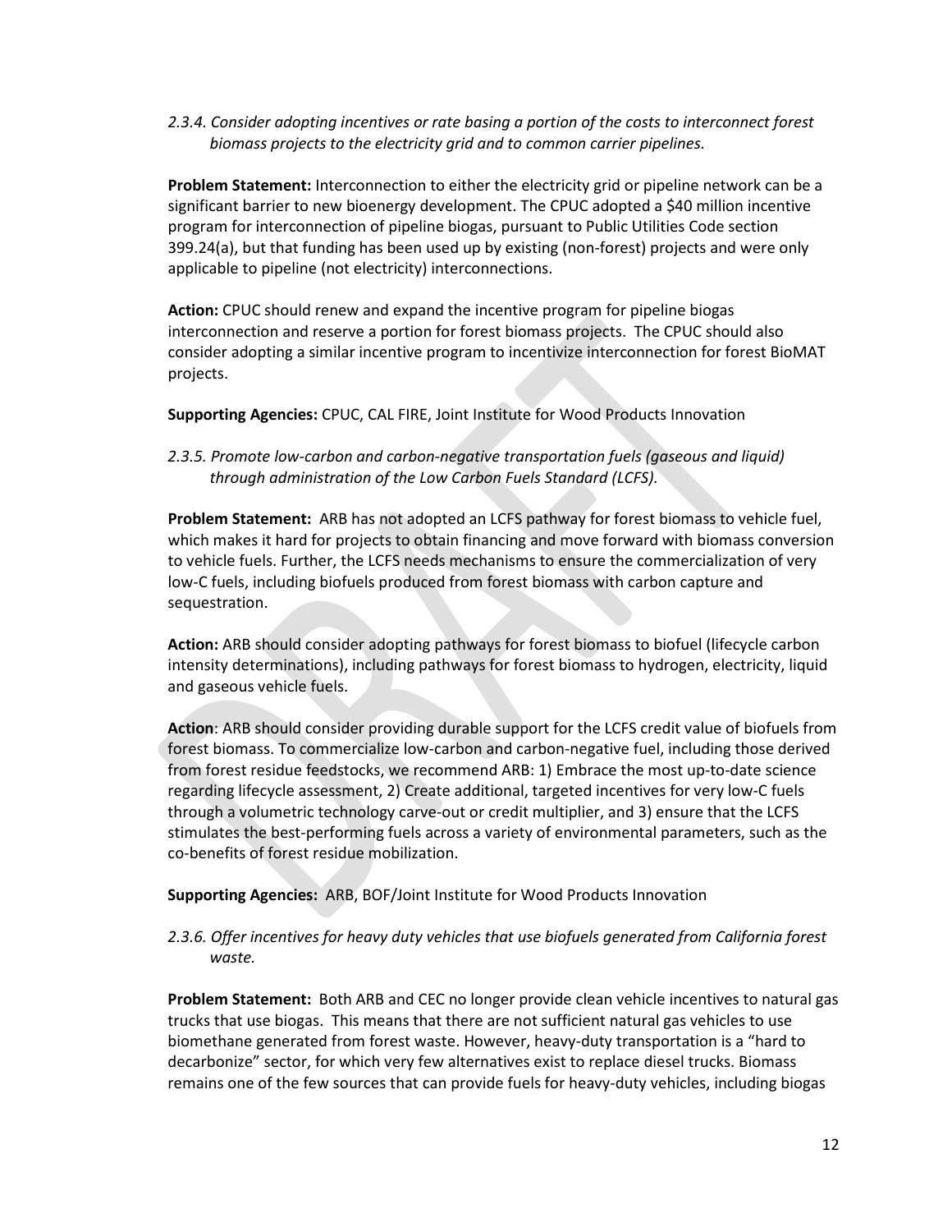*2.3.4. Consider adopting incentives or rate basing a portion of the costs to interconnect forest biomass projects to the electricity grid and to common carrier pipelines.*

**Problem Statement:** Interconnection to either the electricity grid or pipeline network can be a significant barrier to new bioenergy development. The CPUC adopted a $40 million incentive program for interconnection of pipeline biogas, pursuant to Public Utilities Code section 399.24(a), but that funding has been used up by existing (non-forest) projects and were only applicable to pipeline (not electricity) interconnections.

**Action:** CPUC should renew and expand the incentive program for pipeline biogas interconnection and reserve a portion for forest biomass projects. The CPUC should also consider adopting a similar incentive program to incentivize interconnection for forest BioMAT projects.

**Supporting Agencies:** CPUC, CAL FIRE, Joint Institute for Wood Products Innovation

*2.3.5. Promote low-carbon and carbon-negative transportation fuels (gaseous and liquid) through administration of the Low Carbon Fuels Standard (LCFS).*

**Problem Statement:** ARB has not adopted an LCFS pathway for forest biomass to vehicle fuel, which makes it hard for projects to obtain financing and move forward with biomass conversion to vehicle fuels. Further, the LCFS needs mechanisms to ensure the commercialization of very low-C fuels, including biofuels produced from forest biomass with carbon capture and sequestration.

**Action:** ARB should consider adopting pathways for forest biomass to biofuel (lifecycle carbon intensity determinations), including pathways for forest biomass to hydrogen, electricity, liquid and gaseous vehicle fuels.

**Action**: ARB should consider providing durable support for the LCFS credit value of biofuels from forest biomass. To commercialize low-carbon and carbon-negative fuel, including those derived from forest residue feedstocks, we recommend ARB: 1) Embrace the most up-to-date science regarding lifecycle assessment, 2) Create additional, targeted incentives for very low-C fuels through a volumetric technology carve-out or credit multiplier, and 3) ensure that the LCFS stimulates the best-performing fuels across a variety of environmental parameters, such as the co-benefits of forest residue mobilization.

**Supporting Agencies:** ARB, BOF/Joint Institute for Wood Products Innovation

*2.3.6. Offer incentives for heavy duty vehicles that use biofuels generated from California forest waste.*

**Problem Statement:** Both ARB and CEC no longer provide clean vehicle incentives to natural gas trucks that use biogas. This means that there are not sufficient natural gas vehicles to use biomethane generated from forest waste. However, heavy-duty transportation is a "hard to decarbonize" sector, for which very few alternatives exist to replace diesel trucks. Biomass remains one of the few sources that can provide fuels for heavy-duty vehicles, including biogas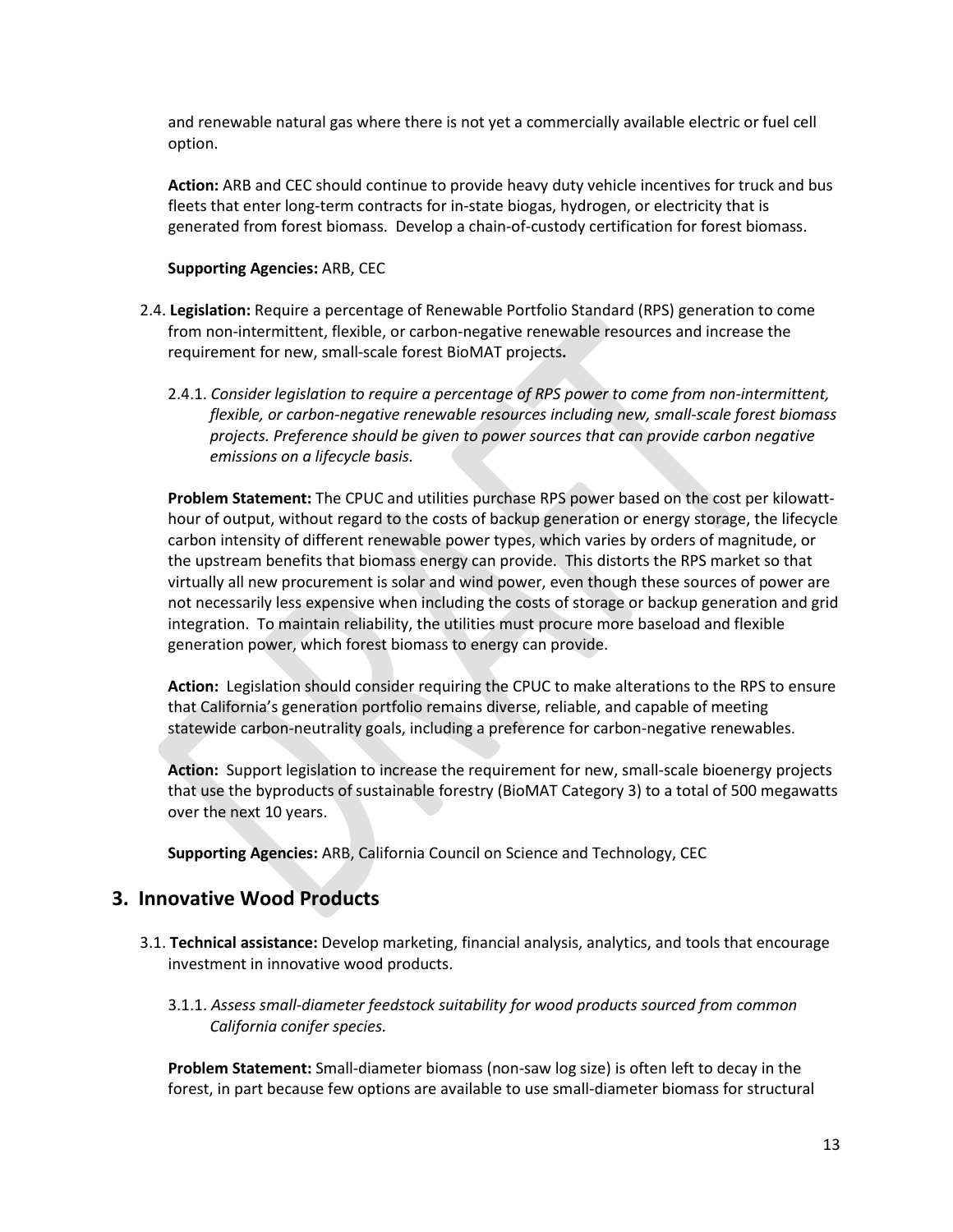and renewable natural gas where there is not yet a commercially available electric or fuel cell option.

**Action:** ARB and CEC should continue to provide heavy duty vehicle incentives for truck and bus fleets that enter long-term contracts for in-state biogas, hydrogen, or electricity that is generated from forest biomass. Develop a chain-of-custody certification for forest biomass.

**Supporting Agencies:** ARB, CEC

2.4. **Legislation:** Require a percentage of Renewable Portfolio Standard (RPS) generation to come from non-intermittent, flexible, or carbon-negative renewable resources and increase the requirement for new, small-scale forest BioMAT projects**.**

2.4.1. *Consider legislation to require a percentage of RPS power to come from non-intermittent, flexible, or carbon-negative renewable resources including new, small-scale forest biomass projects. Preference should be given to power sources that can provide carbon negative emissions on a lifecycle basis.*

**Problem Statement:** The CPUC and utilities purchase RPS power based on the cost per kilowatt-hour of output, without regard to the costs of backup generation or energy storage, the lifecycle carbon intensity of different renewable power types, which varies by orders of magnitude, or the upstream benefits that biomass energy can provide. This distorts the RPS market so that virtually all new procurement is solar and wind power, even though these sources of power are not necessarily less expensive when including the costs of storage or backup generation and grid integration. To maintain reliability, the utilities must procure more baseload and flexible generation power, which forest biomass to energy can provide.

**Action:** Legislation should consider requiring the CPUC to make alterations to the RPS to ensure that California's generation portfolio remains diverse, reliable, and capable of meeting statewide carbon-neutrality goals, including a preference for carbon-negative renewables.

**Action:** Support legislation to increase the requirement for new, small-scale bioenergy projects that use the byproducts of sustainable forestry (BioMAT Category 3) to a total of 500 megawatts over the next 10 years.

**Supporting Agencies:** ARB, California Council on Science and Technology, CEC

## 3. Innovative Wood Products

3.1. **Technical assistance:** Develop marketing, financial analysis, analytics, and tools that encourage investment in innovative wood products.

3.1.1. *Assess small-diameter feedstock suitability for wood products sourced from common California conifer species.*

**Problem Statement:** Small-diameter biomass (non-saw log size) is often left to decay in the forest, in part because few options are available to use small-diameter biomass for structural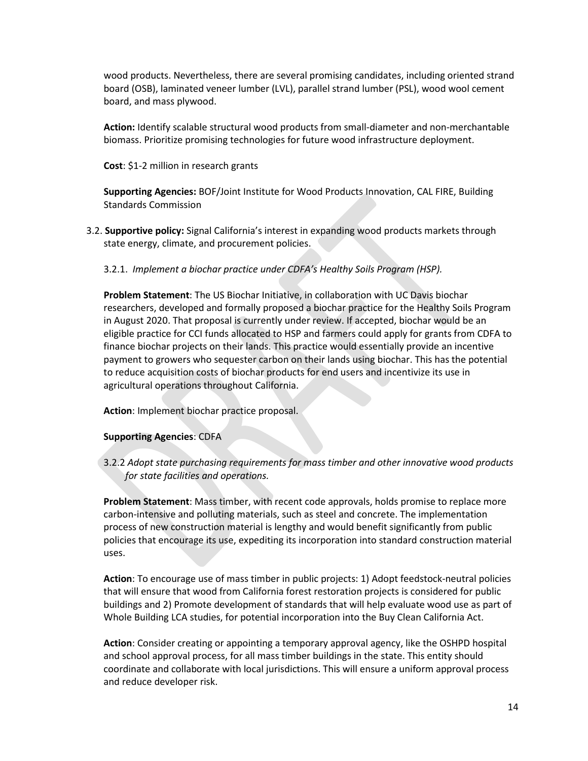wood products. Nevertheless, there are several promising candidates, including oriented strand board (OSB), laminated veneer lumber (LVL), parallel strand lumber (PSL), wood wool cement board, and mass plywood.

**Action:** Identify scalable structural wood products from small-diameter and non-merchantable biomass. Prioritize promising technologies for future wood infrastructure deployment.

**Cost**: $1-2 million in research grants

**Supporting Agencies:** BOF/Joint Institute for Wood Products Innovation, CAL FIRE, Building Standards Commission

3.2. **Supportive policy:** Signal California's interest in expanding wood products markets through state energy, climate, and procurement policies.

3.2.1. *Implement a biochar practice under CDFA's Healthy Soils Program (HSP).*

**Problem Statement**: The US Biochar Initiative, in collaboration with UC Davis biochar researchers, developed and formally proposed a biochar practice for the Healthy Soils Program in August 2020. That proposal is currently under review. If accepted, biochar would be an eligible practice for CCI funds allocated to HSP and farmers could apply for grants from CDFA to finance biochar projects on their lands. This practice would essentially provide an incentive payment to growers who sequester carbon on their lands using biochar. This has the potential to reduce acquisition costs of biochar products for end users and incentivize its use in agricultural operations throughout California.

**Action**: Implement biochar practice proposal.

**Supporting Agencies**: CDFA

3.2.2 *Adopt state purchasing requirements for mass timber and other innovative wood products for state facilities and operations.*

**Problem Statement**: Mass timber, with recent code approvals, holds promise to replace more carbon-intensive and polluting materials, such as steel and concrete. The implementation process of new construction material is lengthy and would benefit significantly from public policies that encourage its use, expediting its incorporation into standard construction material uses.

**Action**: To encourage use of mass timber in public projects: 1) Adopt feedstock-neutral policies that will ensure that wood from California forest restoration projects is considered for public buildings and 2) Promote development of standards that will help evaluate wood use as part of Whole Building LCA studies, for potential incorporation into the Buy Clean California Act.

**Action**: Consider creating or appointing a temporary approval agency, like the OSHPD hospital and school approval process, for all mass timber buildings in the state. This entity should coordinate and collaborate with local jurisdictions. This will ensure a uniform approval process and reduce developer risk.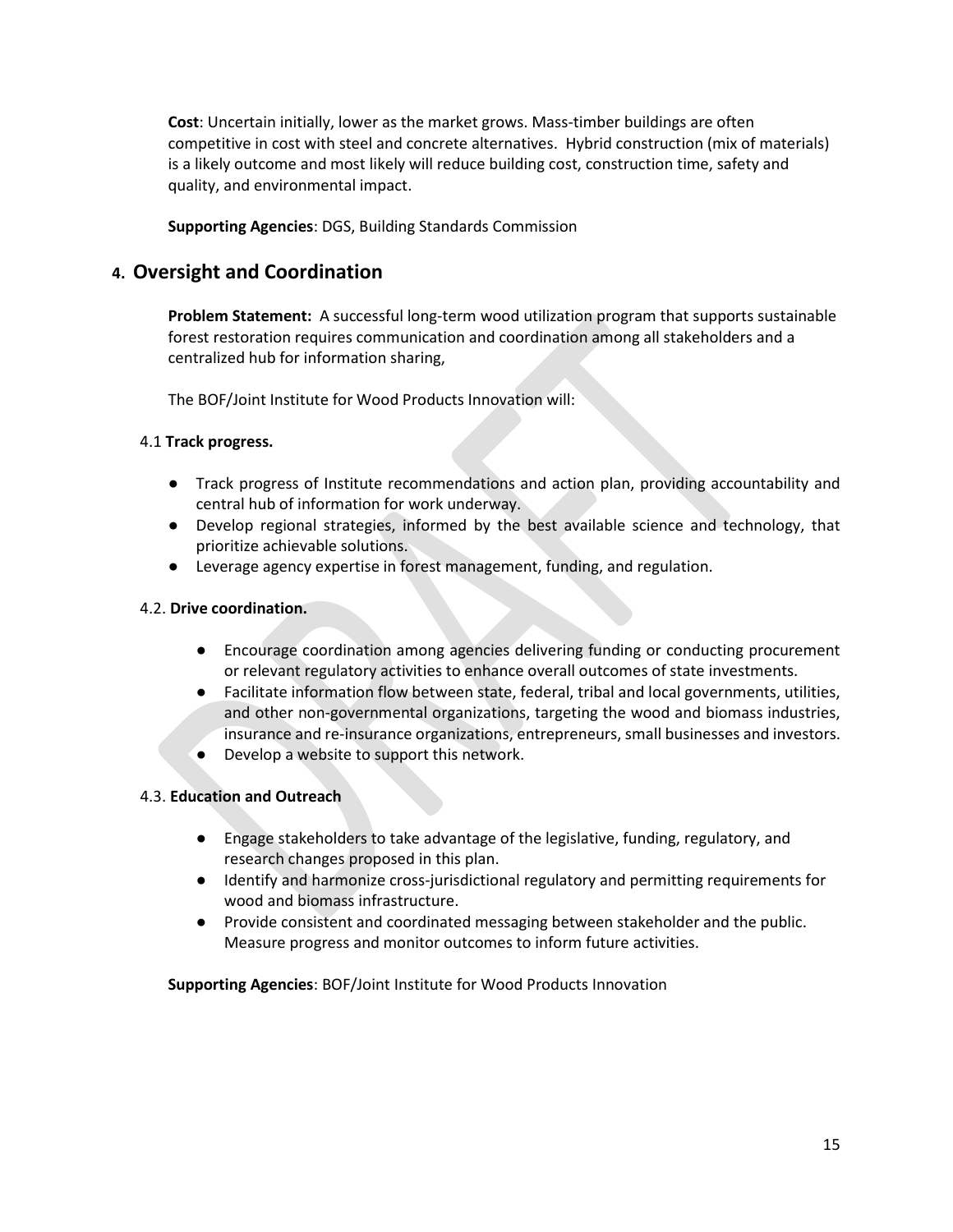**Cost**: Uncertain initially, lower as the market grows. Mass-timber buildings are often competitive in cost with steel and concrete alternatives. Hybrid construction (mix of materials) is a likely outcome and most likely will reduce building cost, construction time, safety and quality, and environmental impact.

**Supporting Agencies**: DGS, Building Standards Commission

## 4. Oversight and Coordination

**Problem Statement:** A successful long-term wood utilization program that supports sustainable forest restoration requires communication and coordination among all stakeholders and a centralized hub for information sharing,

The BOF/Joint Institute for Wood Products Innovation will:

4.1 **Track progress.**

- Track progress of Institute recommendations and action plan, providing accountability and central hub of information for work underway.
- Develop regional strategies, informed by the best available science and technology, that prioritize achievable solutions.
- Leverage agency expertise in forest management, funding, and regulation.

4.2. **Drive coordination.**

- Encourage coordination among agencies delivering funding or conducting procurement or relevant regulatory activities to enhance overall outcomes of state investments.
- Facilitate information flow between state, federal, tribal and local governments, utilities, and other non-governmental organizations, targeting the wood and biomass industries, insurance and re-insurance organizations, entrepreneurs, small businesses and investors.
- Develop a website to support this network.

4.3. **Education and Outreach**

- Engage stakeholders to take advantage of the legislative, funding, regulatory, and research changes proposed in this plan.
- Identify and harmonize cross-jurisdictional regulatory and permitting requirements for wood and biomass infrastructure.
- Provide consistent and coordinated messaging between stakeholder and the public. Measure progress and monitor outcomes to inform future activities.

**Supporting Agencies**: BOF/Joint Institute for Wood Products Innovation